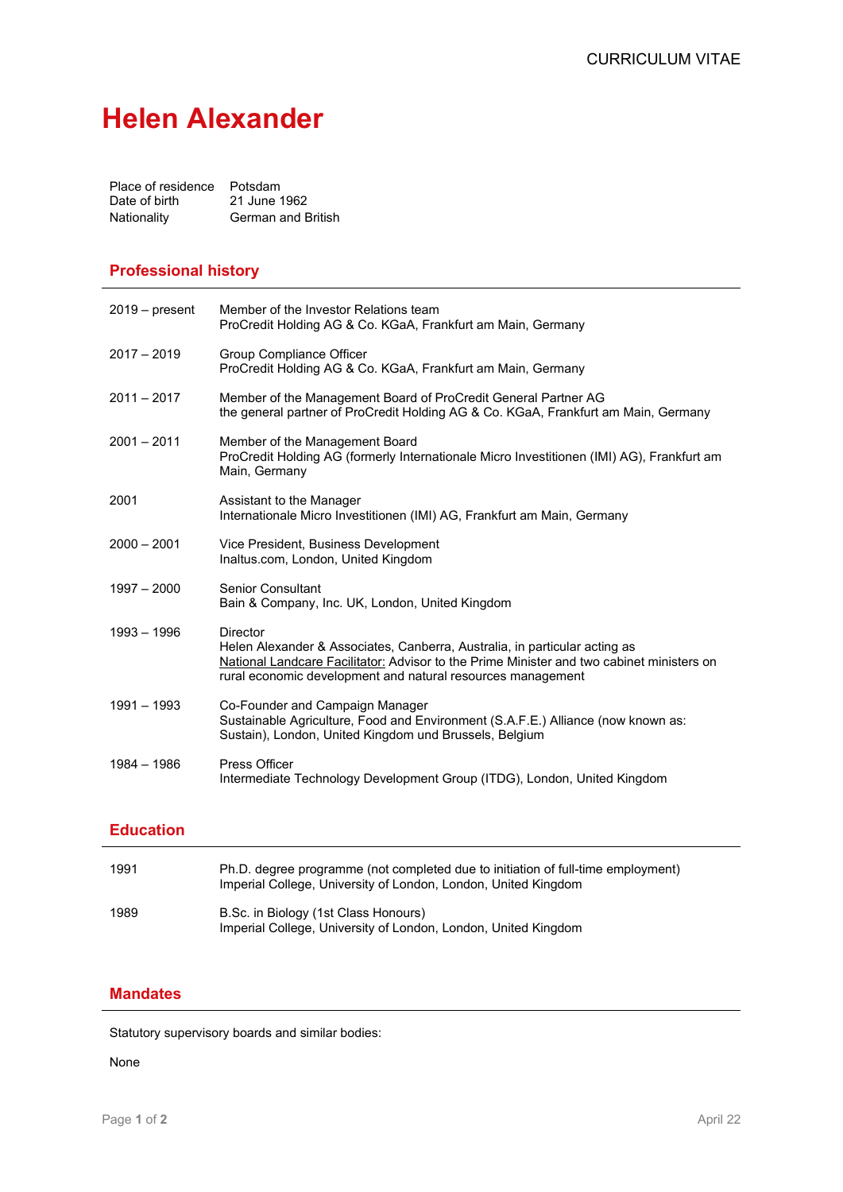CURRICULUM VITAE

# Helen Alexander

| | |
|---|---|
| Place of residence | Potsdam |
| Date of birth | 21 June 1962 |
| Nationality | German and British |

## Professional history

| | |
|---|---|
| 2019 – present | Member of the Investor Relations team<br>ProCredit Holding AG & Co. KGaA, Frankfurt am Main, Germany |
| 2017 – 2019 | Group Compliance Officer<br>ProCredit Holding AG & Co. KGaA, Frankfurt am Main, Germany |
| 2011 – 2017 | Member of the Management Board of ProCredit General Partner AG<br>the general partner of ProCredit Holding AG & Co. KGaA, Frankfurt am Main, Germany |
| 2001 – 2011 | Member of the Management Board<br>ProCredit Holding AG (formerly Internationale Micro Investitionen (IMI) AG), Frankfurt am Main, Germany |
| 2001 | Assistant to the Manager<br>Internationale Micro Investitionen (IMI) AG, Frankfurt am Main, Germany |
| 2000 – 2001 | Vice President, Business Development<br>Inaltus.com, London, United Kingdom |
| 1997 – 2000 | Senior Consultant<br>Bain & Company, Inc. UK, London, United Kingdom |
| 1993 – 1996 | Director<br>Helen Alexander & Associates, Canberra, Australia, in particular acting as<br><ins>National Landcare Facilitator:</ins> Advisor to the Prime Minister and two cabinet ministers on rural economic development and natural resources management |
| 1991 – 1993 | Co-Founder and Campaign Manager<br>Sustainable Agriculture, Food and Environment (S.A.F.E.) Alliance (now known as: Sustain), London, United Kingdom und Brussels, Belgium |
| 1984 – 1986 | Press Officer<br>Intermediate Technology Development Group (ITDG), London, United Kingdom |

## Education

| | |
|---|---|
| 1991 | Ph.D. degree programme (not completed due to initiation of full-time employment)<br>Imperial College, University of London, London, United Kingdom |
| 1989 | B.Sc. in Biology (1st Class Honours)<br>Imperial College, University of London, London, United Kingdom |

## Mandates

Statutory supervisory boards and similar bodies:

None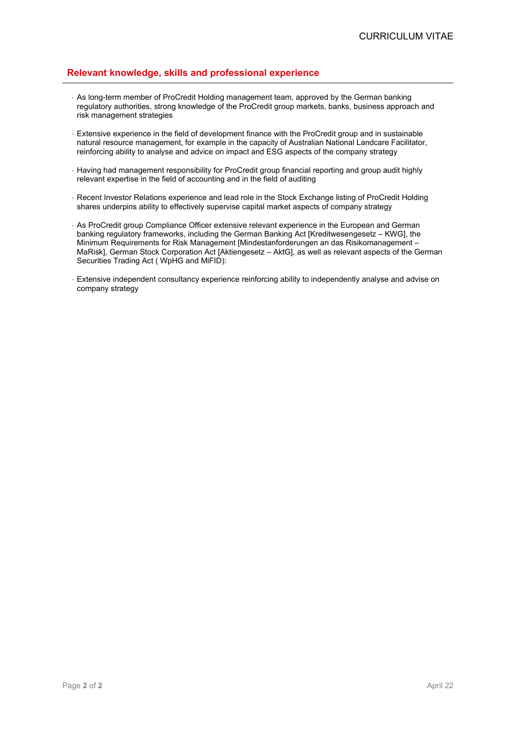## Relevant knowledge, skills and professional experience

- As long-term member of ProCredit Holding management team, approved by the German banking regulatory authorities, strong knowledge of the ProCredit group markets, banks, business approach and risk management strategies
- Extensive experience in the field of development finance with the ProCredit group and in sustainable natural resource management, for example in the capacity of Australian National Landcare Facilitator, reinforcing ability to analyse and advice on impact and ESG aspects of the company strategy
- Having had management responsibility for ProCredit group financial reporting and group audit highly relevant expertise in the field of accounting and in the field of auditing
- Recent Investor Relations experience and lead role in the Stock Exchange listing of ProCredit Holding shares underpins ability to effectively supervise capital market aspects of company strategy
- As ProCredit group Compliance Officer extensive relevant experience in the European and German banking regulatory frameworks, including the German Banking Act [Kreditwesengesetz – KWG], the Minimum Requirements for Risk Management [Mindestanforderungen an das Risikomanagement – MaRisk], German Stock Corporation Act [Aktiengesetz – AktG], as well as relevant aspects of the German Securities Trading Act ( WpHG and MiFID):
- Extensive independent consultancy experience reinforcing ability to independently analyse and advise on company strategy